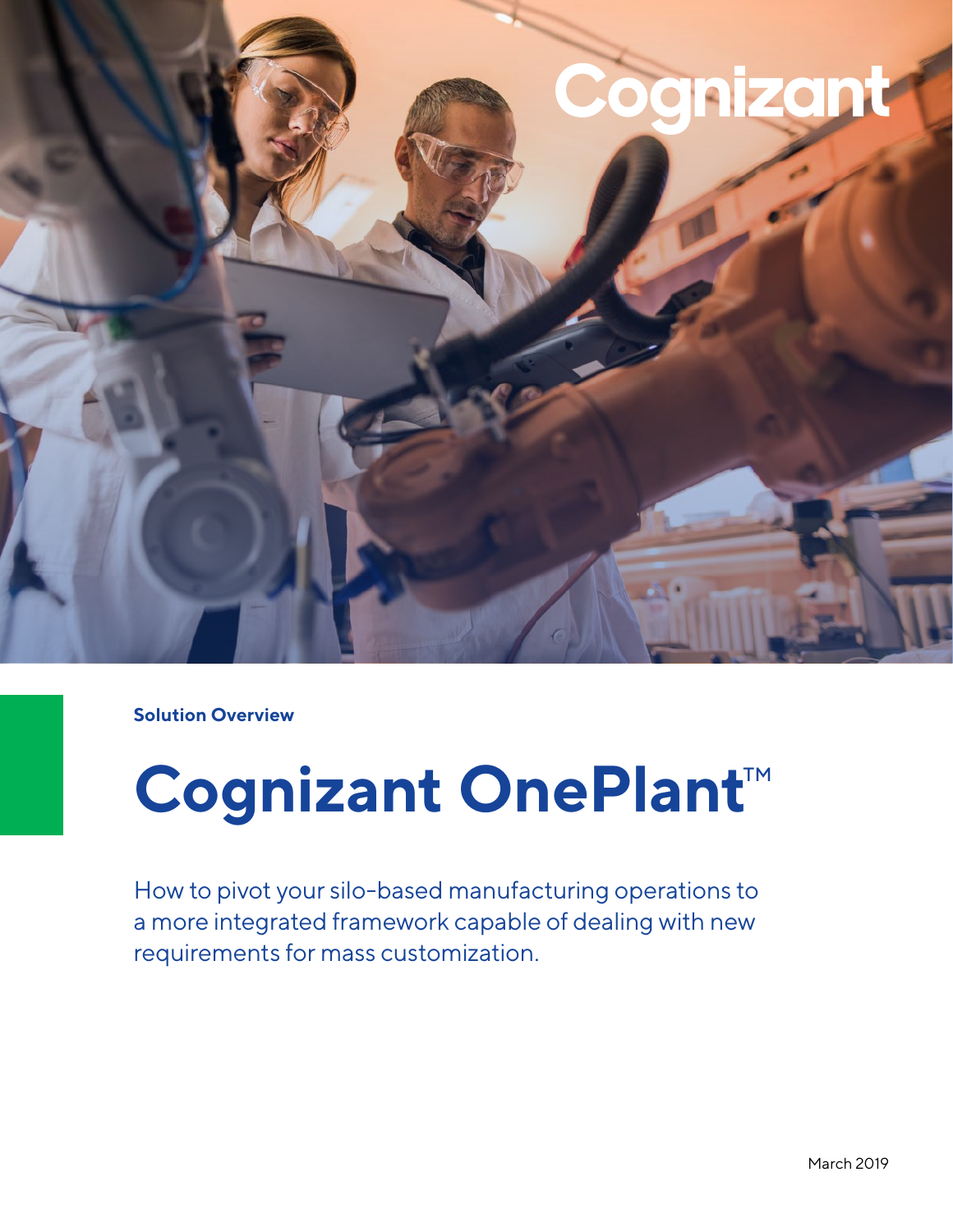Cognizant

**Solution Overview**

# Cognizant OnePlant™

How to pivot your silo-based manufacturing operations to a more integrated framework capable of dealing with new requirements for mass customization.

March 2019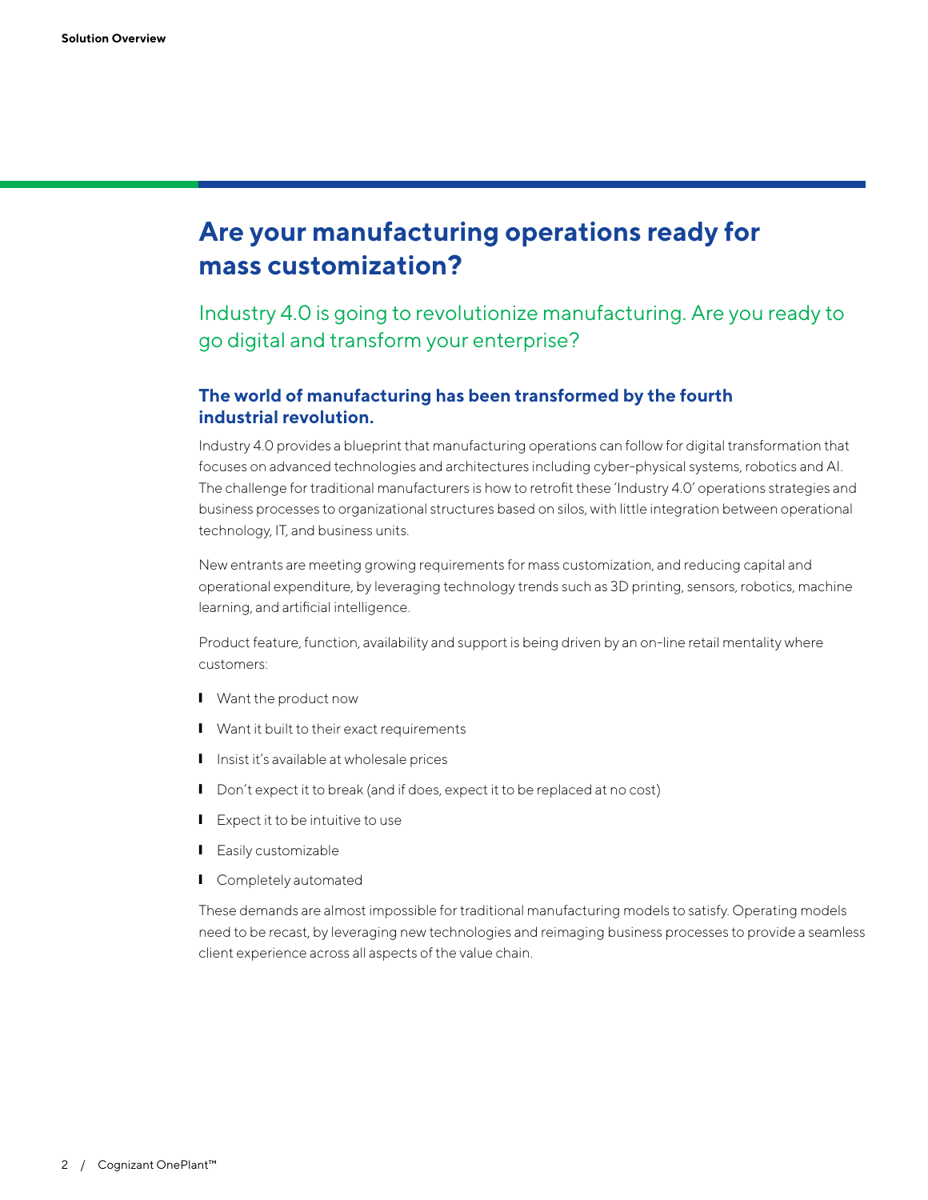# Are your manufacturing operations ready for mass customization?

Industry 4.0 is going to revolutionize manufacturing. Are you ready to go digital and transform your enterprise?

### The world of manufacturing has been transformed by the fourth industrial revolution.

Industry 4.0 provides a blueprint that manufacturing operations can follow for digital transformation that focuses on advanced technologies and architectures including cyber-physical systems, robotics and AI. The challenge for traditional manufacturers is how to retrofit these 'Industry 4.0' operations strategies and business processes to organizational structures based on silos, with little integration between operational technology, IT, and business units.

New entrants are meeting growing requirements for mass customization, and reducing capital and operational expenditure, by leveraging technology trends such as 3D printing, sensors, robotics, machine learning, and artificial intelligence.

Product feature, function, availability and support is being driven by an on-line retail mentality where customers:

- Want the product now
- Want it built to their exact requirements
- Insist it's available at wholesale prices
- Don't expect it to break (and if does, expect it to be replaced at no cost)
- Expect it to be intuitive to use
- Easily customizable
- Completely automated

These demands are almost impossible for traditional manufacturing models to satisfy. Operating models need to be recast, by leveraging new technologies and reimaging business processes to provide a seamless client experience across all aspects of the value chain.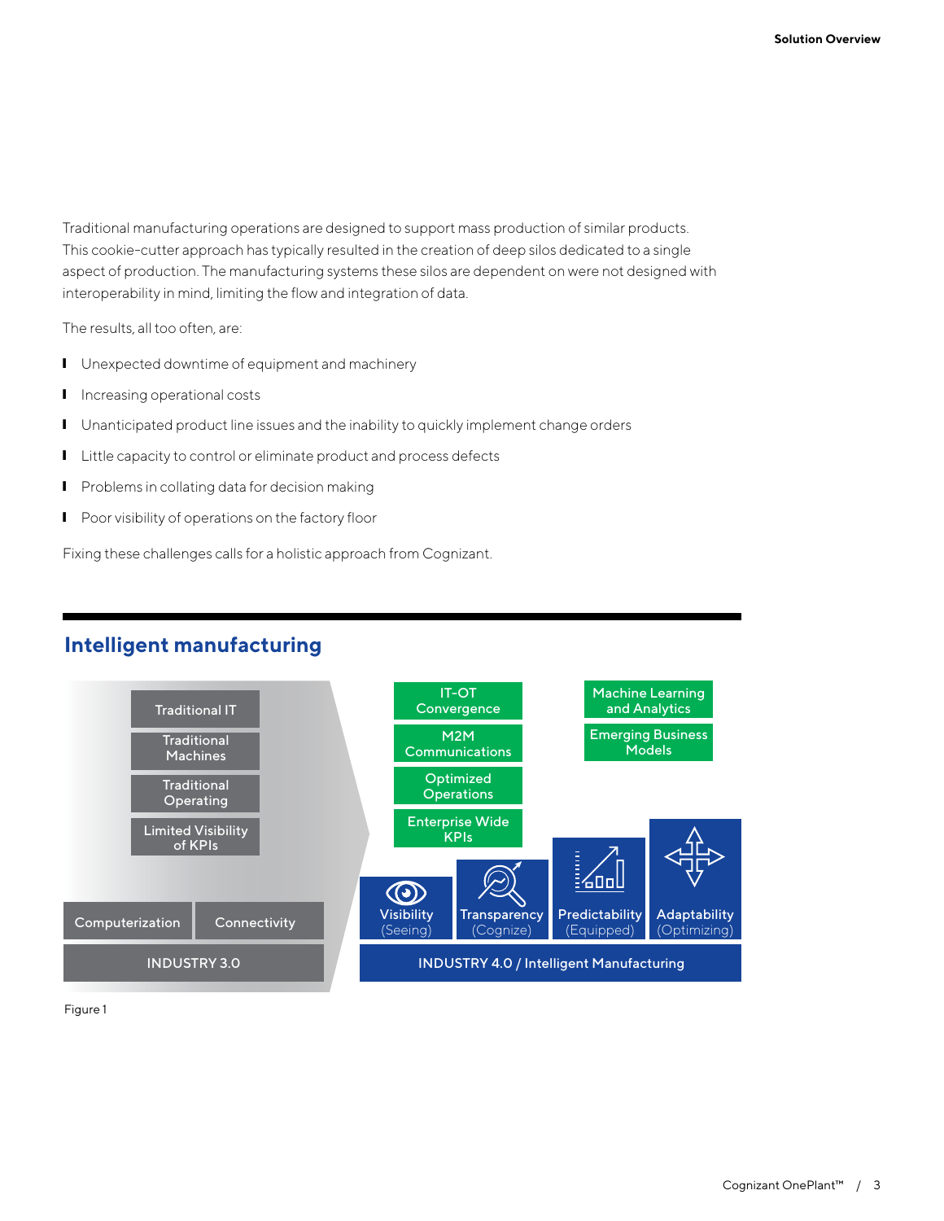Traditional manufacturing operations are designed to support mass production of similar products. This cookie-cutter approach has typically resulted in the creation of deep silos dedicated to a single aspect of production. The manufacturing systems these silos are dependent on were not designed with interoperability in mind, limiting the flow and integration of data.

The results, all too often, are:

- Unexpected downtime of equipment and machinery
- Increasing operational costs
- Unanticipated product line issues and the inability to quickly implement change orders
- Little capacity to control or eliminate product and process defects
- Problems in collating data for decision making
- Poor visibility of operations on the factory floor

Fixing these challenges calls for a holistic approach from Cognizant.

## Intelligent manufacturing

Traditional IT

Traditional Machines

Traditional Operating

Limited Visibility of KPIs

Computerization | Connectivity

INDUSTRY 3.0

IT-OT Convergence

M2M Communications

Optimized Operations

Enterprise Wide KPIs

Machine Learning and Analytics

Emerging Business Models

Visibility (Seeing)

Transparency (Cognize)

Predictability (Equipped)

Adaptability (Optimizing)

INDUSTRY 4.0 / Intelligent Manufacturing

Figure 1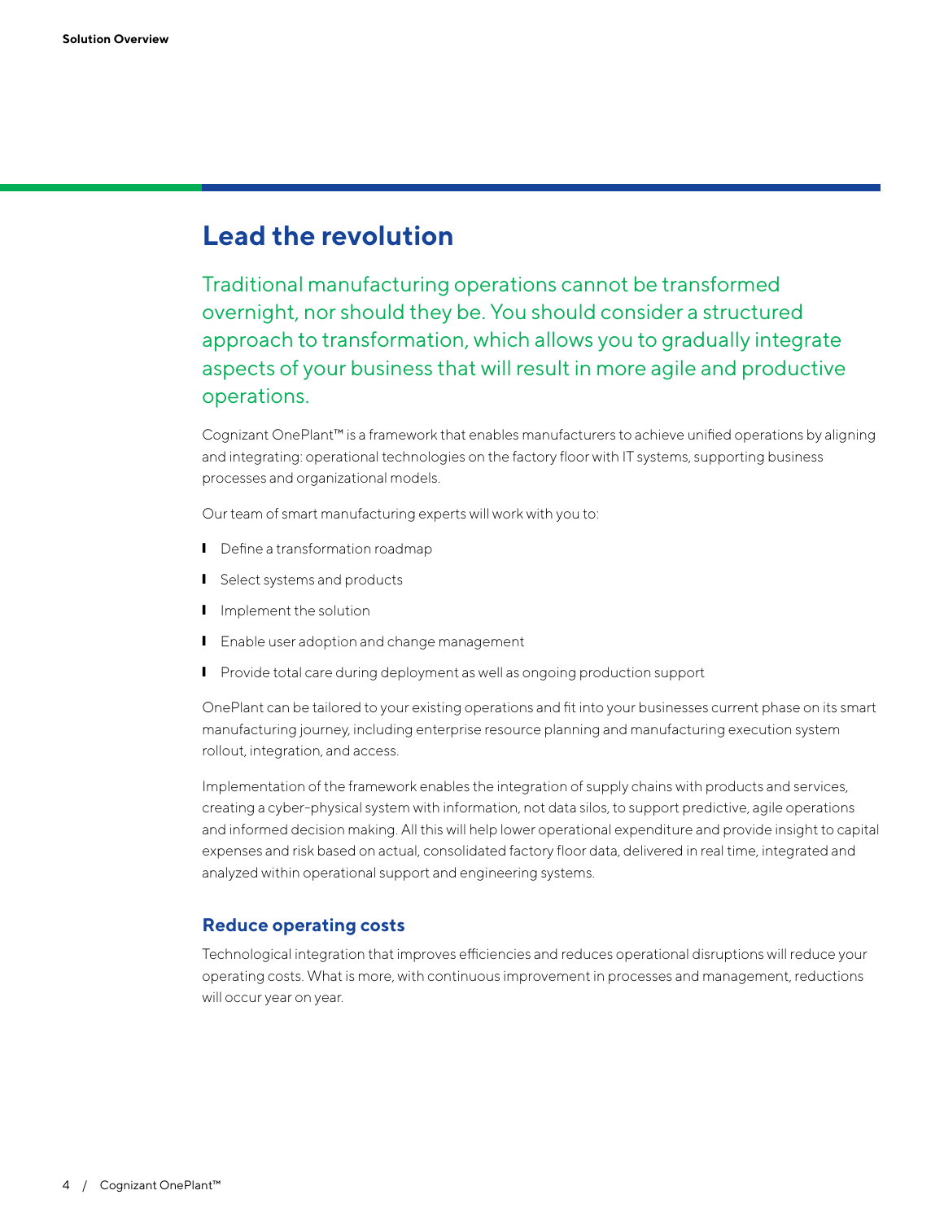## Lead the revolution

Traditional manufacturing operations cannot be transformed overnight, nor should they be. You should consider a structured approach to transformation, which allows you to gradually integrate aspects of your business that will result in more agile and productive operations.

Cognizant OnePlant™ is a framework that enables manufacturers to achieve unified operations by aligning and integrating: operational technologies on the factory floor with IT systems, supporting business processes and organizational models.

Our team of smart manufacturing experts will work with you to:

- Define a transformation roadmap
- Select systems and products
- Implement the solution
- Enable user adoption and change management
- Provide total care during deployment as well as ongoing production support

OnePlant can be tailored to your existing operations and fit into your businesses current phase on its smart manufacturing journey, including enterprise resource planning and manufacturing execution system rollout, integration, and access.

Implementation of the framework enables the integration of supply chains with products and services, creating a cyber-physical system with information, not data silos, to support predictive, agile operations and informed decision making. All this will help lower operational expenditure and provide insight to capital expenses and risk based on actual, consolidated factory floor data, delivered in real time, integrated and analyzed within operational support and engineering systems.

### Reduce operating costs

Technological integration that improves efficiencies and reduces operational disruptions will reduce your operating costs. What is more, with continuous improvement in processes and management, reductions will occur year on year.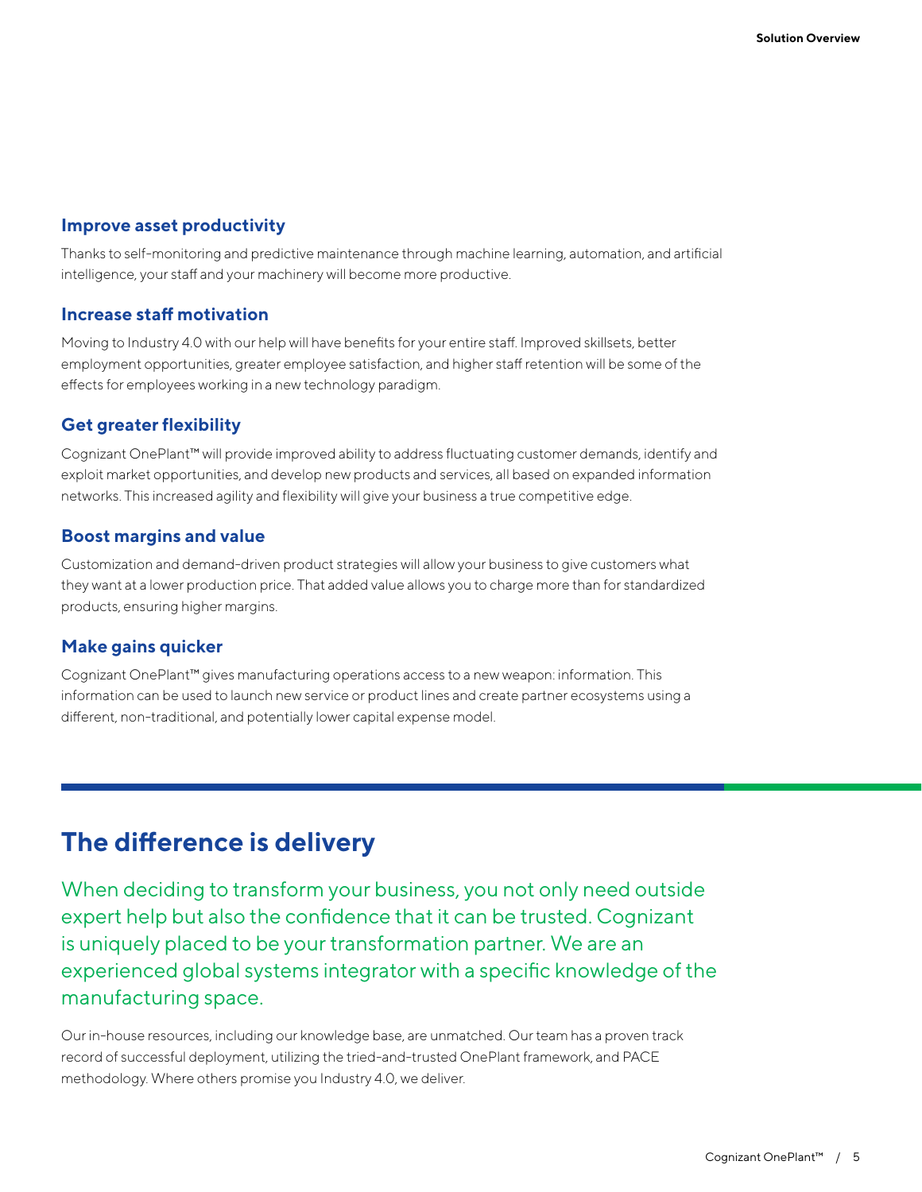### Improve asset productivity

Thanks to self-monitoring and predictive maintenance through machine learning, automation, and artificial intelligence, your staff and your machinery will become more productive.

### Increase staff motivation

Moving to Industry 4.0 with our help will have benefits for your entire staff. Improved skillsets, better employment opportunities, greater employee satisfaction, and higher staff retention will be some of the effects for employees working in a new technology paradigm.

### Get greater flexibility

Cognizant OnePlant™ will provide improved ability to address fluctuating customer demands, identify and exploit market opportunities, and develop new products and services, all based on expanded information networks. This increased agility and flexibility will give your business a true competitive edge.

### Boost margins and value

Customization and demand-driven product strategies will allow your business to give customers what they want at a lower production price. That added value allows you to charge more than for standardized products, ensuring higher margins.

### Make gains quicker

Cognizant OnePlant™ gives manufacturing operations access to a new weapon: information. This information can be used to launch new service or product lines and create partner ecosystems using a different, non-traditional, and potentially lower capital expense model.

## The difference is delivery

When deciding to transform your business, you not only need outside expert help but also the confidence that it can be trusted. Cognizant is uniquely placed to be your transformation partner. We are an experienced global systems integrator with a specific knowledge of the manufacturing space.

Our in-house resources, including our knowledge base, are unmatched. Our team has a proven track record of successful deployment, utilizing the tried-and-trusted OnePlant framework, and PACE methodology. Where others promise you Industry 4.0, we deliver.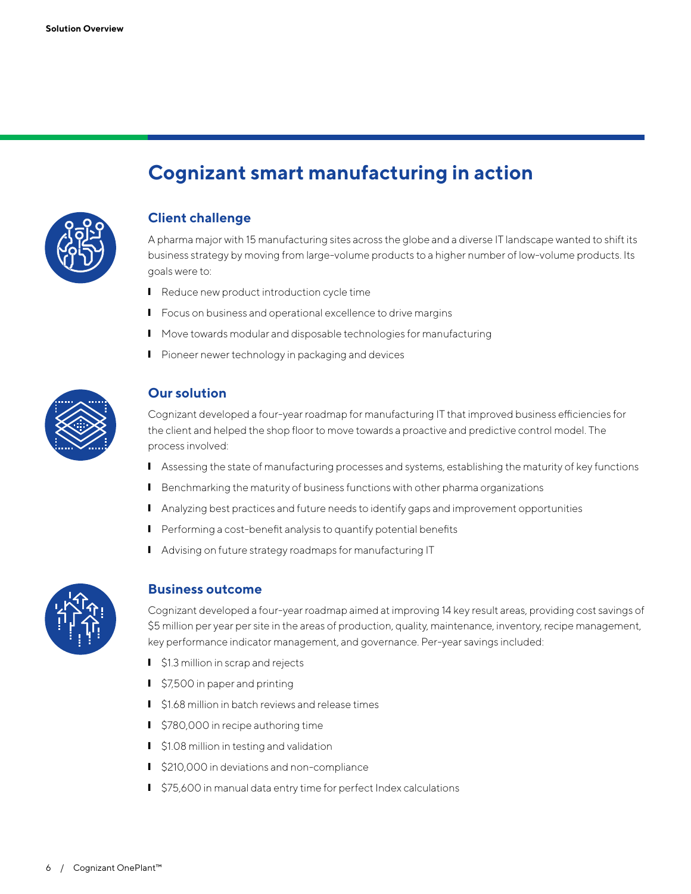# Cognizant smart manufacturing in action

## Client challenge

A pharma major with 15 manufacturing sites across the globe and a diverse IT landscape wanted to shift its business strategy by moving from large-volume products to a higher number of low-volume products. Its goals were to:

- Reduce new product introduction cycle time
- Focus on business and operational excellence to drive margins
- Move towards modular and disposable technologies for manufacturing
- Pioneer newer technology in packaging and devices

## Our solution

Cognizant developed a four-year roadmap for manufacturing IT that improved business efficiencies for the client and helped the shop floor to move towards a proactive and predictive control model. The process involved:

- Assessing the state of manufacturing processes and systems, establishing the maturity of key functions
- Benchmarking the maturity of business functions with other pharma organizations
- Analyzing best practices and future needs to identify gaps and improvement opportunities
- Performing a cost-benefit analysis to quantify potential benefits
- Advising on future strategy roadmaps for manufacturing IT

## Business outcome

Cognizant developed a four-year roadmap aimed at improving 14 key result areas, providing cost savings of $5 million per year per site in the areas of production, quality, maintenance, inventory, recipe management, key performance indicator management, and governance. Per-year savings included:

- $1.3 million in scrap and rejects
- $7,500 in paper and printing
- $1.68 million in batch reviews and release times
- $780,000 in recipe authoring time
- $1.08 million in testing and validation
- $210,000 in deviations and non-compliance
- $75,600 in manual data entry time for perfect Index calculations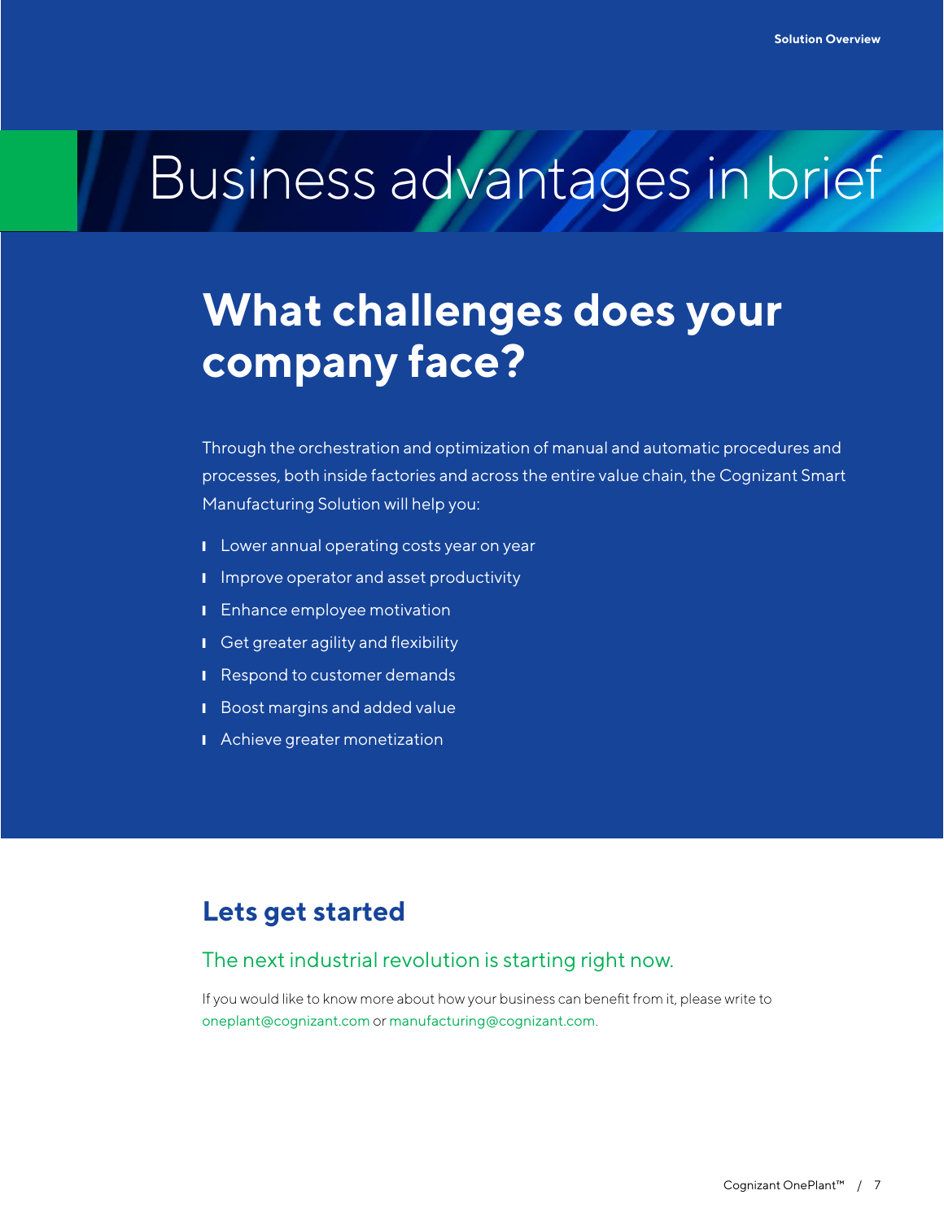# Business advantages in brief

## What challenges does your company face?

Through the orchestration and optimization of manual and automatic procedures and processes, both inside factories and across the entire value chain, the Cognizant Smart Manufacturing Solution will help you:

- Lower annual operating costs year on year
- Improve operator and asset productivity
- Enhance employee motivation
- Get greater agility and flexibility
- Respond to customer demands
- Boost margins and added value
- Achieve greater monetization

## Lets get started

### The next industrial revolution is starting right now.

If you would like to know more about how your business can benefit from it, please write to oneplant@cognizant.com or manufacturing@cognizant.com.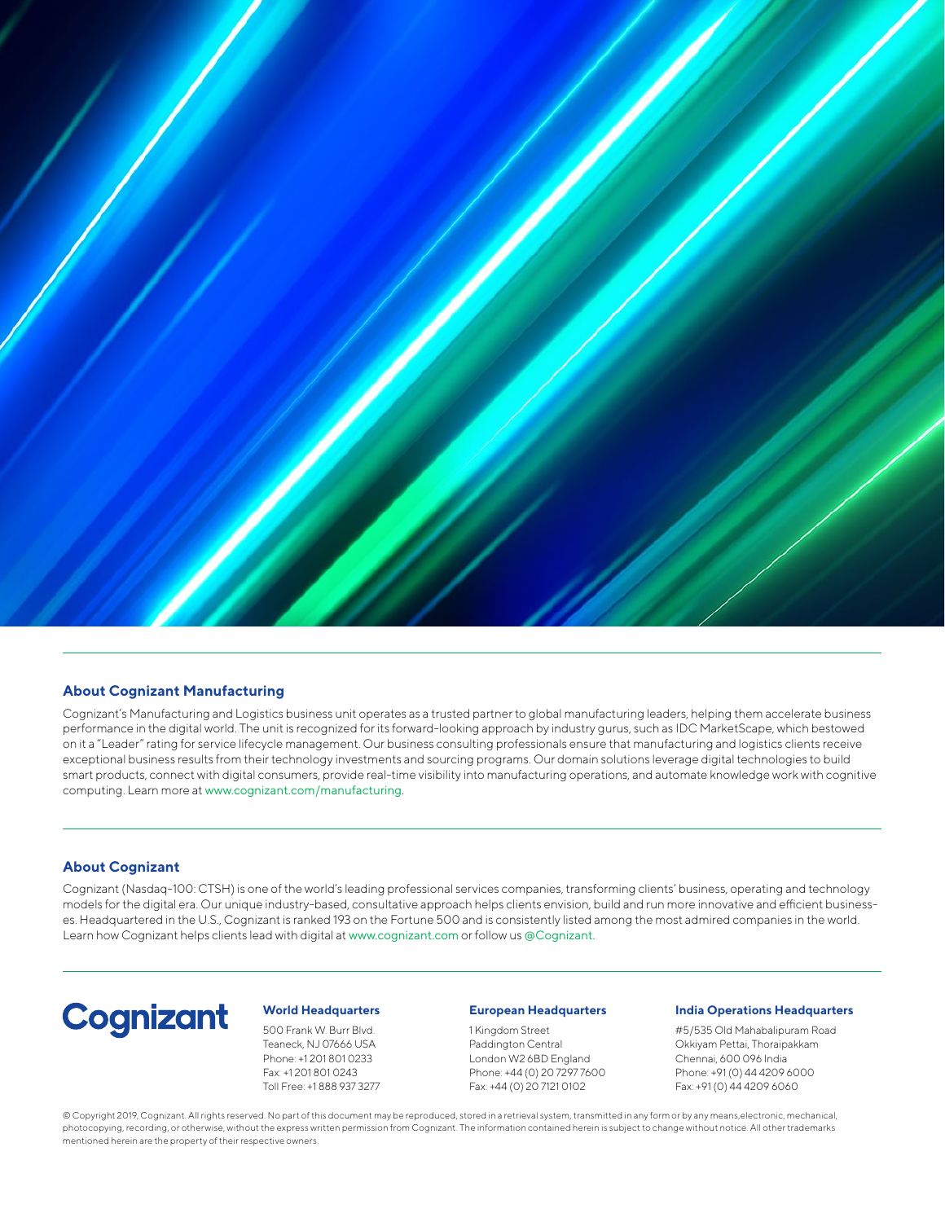## About Cognizant Manufacturing

Cognizant's Manufacturing and Logistics business unit operates as a trusted partner to global manufacturing leaders, helping them accelerate business performance in the digital world. The unit is recognized for its forward-looking approach by industry gurus, such as IDC MarketScape, which bestowed on it a "Leader" rating for service lifecycle management. Our business consulting professionals ensure that manufacturing and logistics clients receive exceptional business results from their technology investments and sourcing programs. Our domain solutions leverage digital technologies to build smart products, connect with digital consumers, provide real-time visibility into manufacturing operations, and automate knowledge work with cognitive computing. Learn more at www.cognizant.com/manufacturing.

## About Cognizant

Cognizant (Nasdaq-100: CTSH) is one of the world's leading professional services companies, transforming clients' business, operating and technology models for the digital era. Our unique industry-based, consultative approach helps clients envision, build and run more innovative and efficient businesses. Headquartered in the U.S., Cognizant is ranked 193 on the Fortune 500 and is consistently listed among the most admired companies in the world. Learn how Cognizant helps clients lead with digital at www.cognizant.com or follow us @Cognizant.

Cognizant

**World Headquarters**
500 Frank W. Burr Blvd.
Teaneck, NJ 07666 USA
Phone: +1 201 801 0233
Fax: +1 201 801 0243
Toll Free: +1 888 937 3277

**European Headquarters**
1 Kingdom Street
Paddington Central
London W2 6BD England
Phone: +44 (0) 20 7297 7600
Fax: +44 (0) 20 7121 0102

**India Operations Headquarters**
#5/535 Old Mahabalipuram Road
Okkiyam Pettai, Thoraipakkam
Chennai, 600 096 India
Phone: +91 (0) 44 4209 6000
Fax: +91 (0) 44 4209 6060

© Copyright 2019, Cognizant. All rights reserved. No part of this document may be reproduced, stored in a retrieval system, transmitted in any form or by any means,electronic, mechanical, photocopying, recording, or otherwise, without the express written permission from Cognizant. The information contained herein is subject to change without notice. All other trademarks mentioned herein are the property of their respective owners.